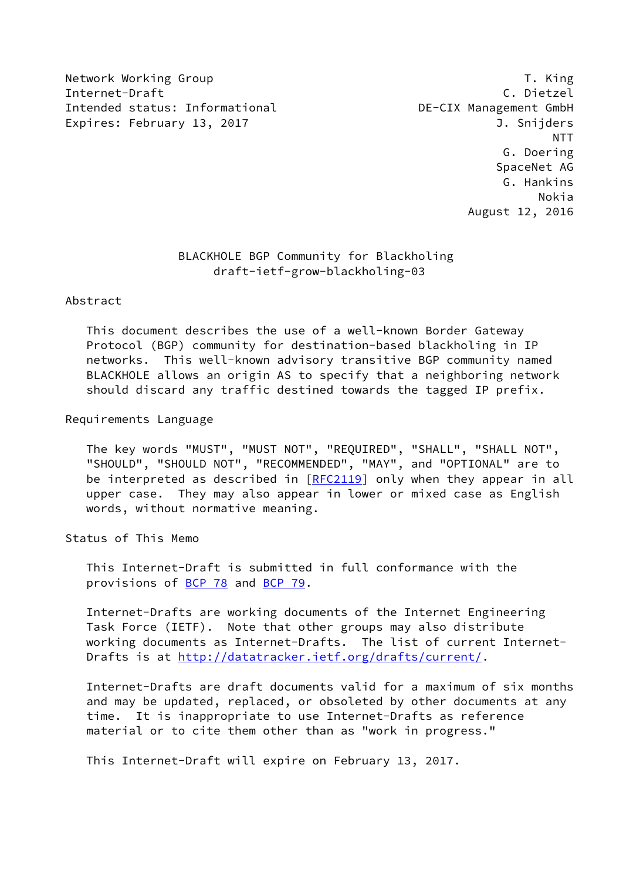Network Working Group T. King
Internet-Draft C. Dietzel
Intended status: Informational DE-CIX Management GmbH
Expires: February 13, 2017 J. Snijders
NTT
G. Doering
SpaceNet AG
G. Hankins
Nokia
August 12, 2016

# BLACKHOLE BGP Community for Blackholing
## draft-ietf-grow-blackholing-03

## Abstract

This document describes the use of a well-known Border Gateway Protocol (BGP) community for destination-based blackholing in IP networks. This well-known advisory transitive BGP community named BLACKHOLE allows an origin AS to specify that a neighboring network should discard any traffic destined towards the tagged IP prefix.

## Requirements Language

The key words "MUST", "MUST NOT", "REQUIRED", "SHALL", "SHALL NOT", "SHOULD", "SHOULD NOT", "RECOMMENDED", "MAY", and "OPTIONAL" are to be interpreted as described in [RFC2119] only when they appear in all upper case. They may also appear in lower or mixed case as English words, without normative meaning.

## Status of This Memo

This Internet-Draft is submitted in full conformance with the provisions of BCP 78 and BCP 79.

Internet-Drafts are working documents of the Internet Engineering Task Force (IETF). Note that other groups may also distribute working documents as Internet-Drafts. The list of current Internet-Drafts is at http://datatracker.ietf.org/drafts/current/.

Internet-Drafts are draft documents valid for a maximum of six months and may be updated, replaced, or obsoleted by other documents at any time. It is inappropriate to use Internet-Drafts as reference material or to cite them other than as "work in progress."

This Internet-Draft will expire on February 13, 2017.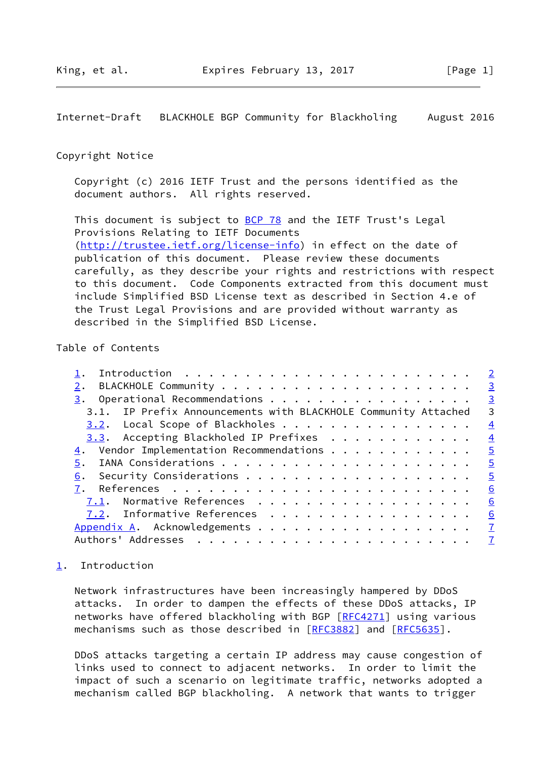Copyright Notice

Copyright (c) 2016 IETF Trust and the persons identified as the document authors. All rights reserved.

This document is subject to BCP 78 and the IETF Trust's Legal Provisions Relating to IETF Documents (http://trustee.ietf.org/license-info) in effect on the date of publication of this document. Please review these documents carefully, as they describe your rights and restrictions with respect to this document. Code Components extracted from this document must include Simplified BSD License text as described in Section 4.e of the Trust Legal Provisions and are provided without warranty as described in the Simplified BSD License.

Table of Contents

```
1.  Introduction . . . . . . . . . . . . . . . . . . . . . . . .   2
2.  BLACKHOLE Community . . . . . . . . . . . . . . . . . . . . .   3
3.  Operational Recommendations . . . . . . . . . . . . . . . . .   3
  3.1.  IP Prefix Announcements with BLACKHOLE Community Attached   3
  3.2.  Local Scope of Blackholes . . . . . . . . . . . . . . . .   4
  3.3.  Accepting Blackholed IP Prefixes  . . . . . . . . . . . .   4
4.  Vendor Implementation Recommendations . . . . . . . . . . . .   5
5.  IANA Considerations . . . . . . . . . . . . . . . . . . . . .   5
6.  Security Considerations . . . . . . . . . . . . . . . . . . .   5
7.  References  . . . . . . . . . . . . . . . . . . . . . . . . .   6
  7.1.  Normative References  . . . . . . . . . . . . . . . . . .   6
  7.2.  Informative References  . . . . . . . . . . . . . . . . .   6
Appendix A.  Acknowledgements . . . . . . . . . . . . . . . . . .   7
Authors' Addresses  . . . . . . . . . . . . . . . . . . . . . . .   7
```

## 1. Introduction

Network infrastructures have been increasingly hampered by DDoS attacks. In order to dampen the effects of these DDoS attacks, IP networks have offered blackholing with BGP [RFC4271] using various mechanisms such as those described in [RFC3882] and [RFC5635].

DDoS attacks targeting a certain IP address may cause congestion of links used to connect to adjacent networks. In order to limit the impact of such a scenario on legitimate traffic, networks adopted a mechanism called BGP blackholing. A network that wants to trigger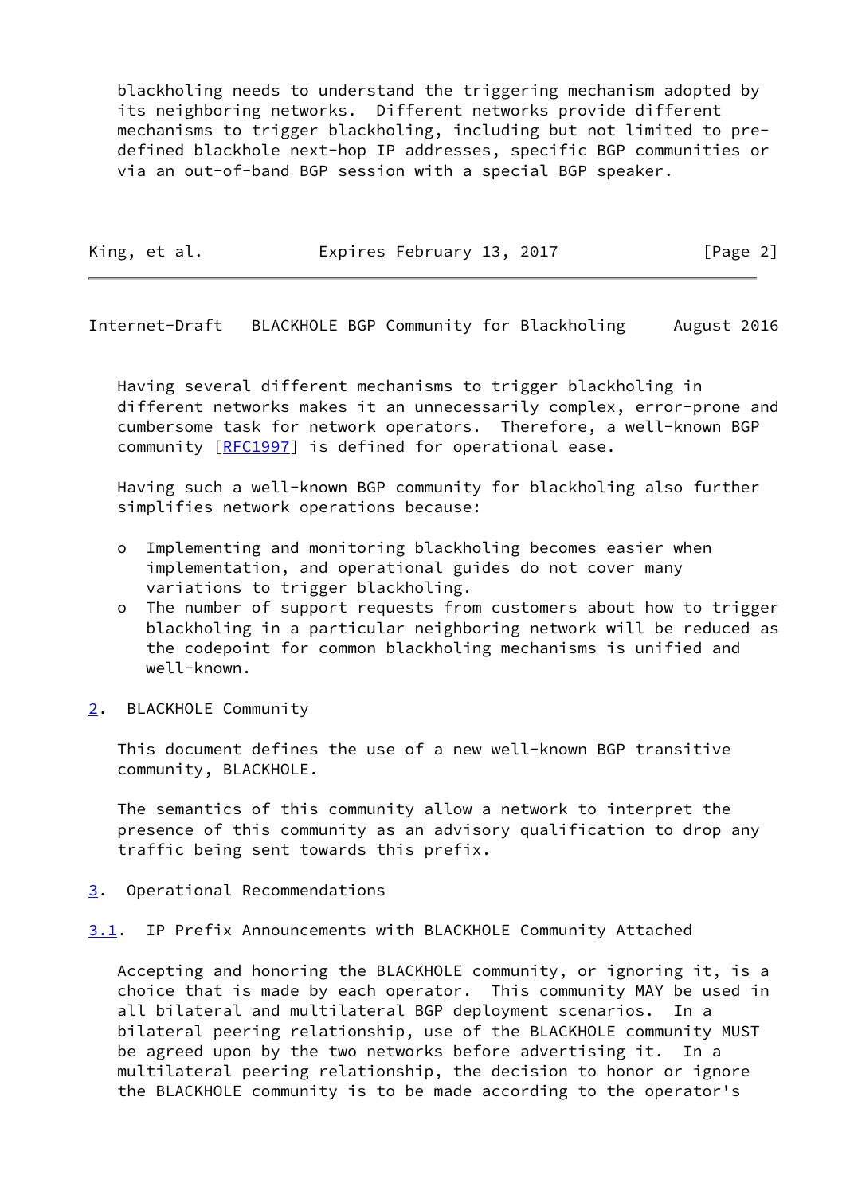blackholing needs to understand the triggering mechanism adopted by its neighboring networks. Different networks provide different mechanisms to trigger blackholing, including but not limited to pre-defined blackhole next-hop IP addresses, specific BGP communities or via an out-of-band BGP session with a special BGP speaker.

Having several different mechanisms to trigger blackholing in different networks makes it an unnecessarily complex, error-prone and cumbersome task for network operators. Therefore, a well-known BGP community [RFC1997] is defined for operational ease.

Having such a well-known BGP community for blackholing also further simplifies network operations because:

- Implementing and monitoring blackholing becomes easier when implementation, and operational guides do not cover many variations to trigger blackholing.
- The number of support requests from customers about how to trigger blackholing in a particular neighboring network will be reduced as the codepoint for common blackholing mechanisms is unified and well-known.

## 2. BLACKHOLE Community

This document defines the use of a new well-known BGP transitive community, BLACKHOLE.

The semantics of this community allow a network to interpret the presence of this community as an advisory qualification to drop any traffic being sent towards this prefix.

## 3. Operational Recommendations

### 3.1. IP Prefix Announcements with BLACKHOLE Community Attached

Accepting and honoring the BLACKHOLE community, or ignoring it, is a choice that is made by each operator. This community MAY be used in all bilateral and multilateral BGP deployment scenarios. In a bilateral peering relationship, use of the BLACKHOLE community MUST be agreed upon by the two networks before advertising it. In a multilateral peering relationship, the decision to honor or ignore the BLACKHOLE community is to be made according to the operator's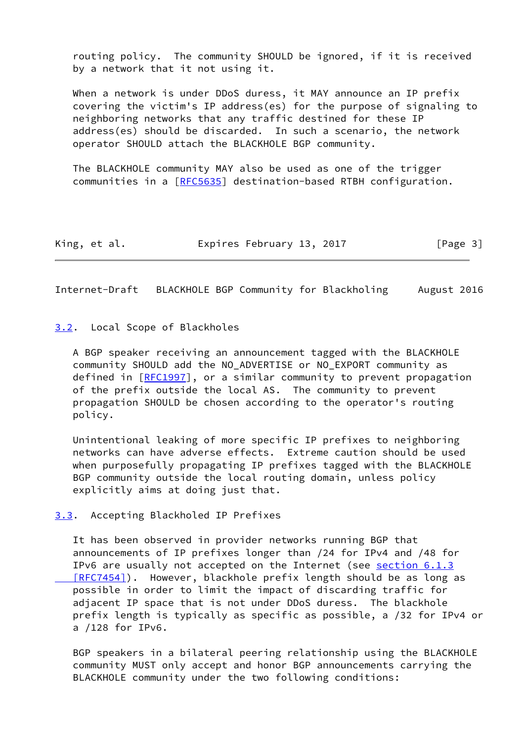routing policy. The community SHOULD be ignored, if it is received by a network that it not using it.

When a network is under DDoS duress, it MAY announce an IP prefix covering the victim's IP address(es) for the purpose of signaling to neighboring networks that any traffic destined for these IP address(es) should be discarded. In such a scenario, the network operator SHOULD attach the BLACKHOLE BGP community.

The BLACKHOLE community MAY also be used as one of the trigger communities in a [RFC5635] destination-based RTBH configuration.

### 3.2. Local Scope of Blackholes

A BGP speaker receiving an announcement tagged with the BLACKHOLE community SHOULD add the NO_ADVERTISE or NO_EXPORT community as defined in [RFC1997], or a similar community to prevent propagation of the prefix outside the local AS. The community to prevent propagation SHOULD be chosen according to the operator's routing policy.

Unintentional leaking of more specific IP prefixes to neighboring networks can have adverse effects. Extreme caution should be used when purposefully propagating IP prefixes tagged with the BLACKHOLE BGP community outside the local routing domain, unless policy explicitly aims at doing just that.

### 3.3. Accepting Blackholed IP Prefixes

It has been observed in provider networks running BGP that announcements of IP prefixes longer than /24 for IPv4 and /48 for IPv6 are usually not accepted on the Internet (see section 6.1.3 [RFC7454]). However, blackhole prefix length should be as long as possible in order to limit the impact of discarding traffic for adjacent IP space that is not under DDoS duress. The blackhole prefix length is typically as specific as possible, a /32 for IPv4 or a /128 for IPv6.

BGP speakers in a bilateral peering relationship using the BLACKHOLE community MUST only accept and honor BGP announcements carrying the BLACKHOLE community under the two following conditions: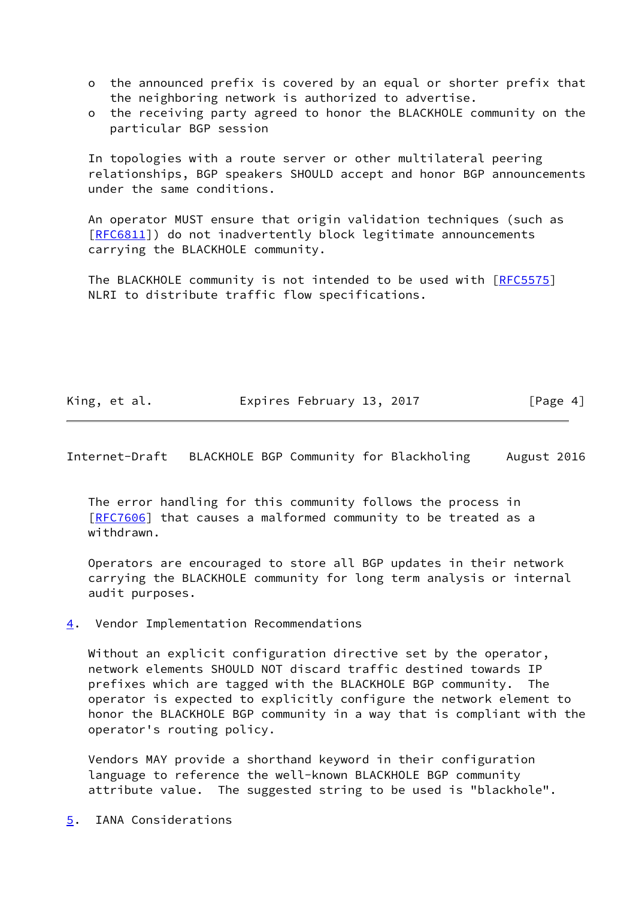- the announced prefix is covered by an equal or shorter prefix that the neighboring network is authorized to advertise.
- the receiving party agreed to honor the BLACKHOLE community on the particular BGP session

In topologies with a route server or other multilateral peering relationships, BGP speakers SHOULD accept and honor BGP announcements under the same conditions.

An operator MUST ensure that origin validation techniques (such as [RFC6811]) do not inadvertently block legitimate announcements carrying the BLACKHOLE community.

The BLACKHOLE community is not intended to be used with [RFC5575] NLRI to distribute traffic flow specifications.

The error handling for this community follows the process in [RFC7606] that causes a malformed community to be treated as a withdrawn.

Operators are encouraged to store all BGP updates in their network carrying the BLACKHOLE community for long term analysis or internal audit purposes.

## 4. Vendor Implementation Recommendations

Without an explicit configuration directive set by the operator, network elements SHOULD NOT discard traffic destined towards IP prefixes which are tagged with the BLACKHOLE BGP community. The operator is expected to explicitly configure the network element to honor the BLACKHOLE BGP community in a way that is compliant with the operator's routing policy.

Vendors MAY provide a shorthand keyword in their configuration language to reference the well-known BLACKHOLE BGP community attribute value. The suggested string to be used is "blackhole".

## 5. IANA Considerations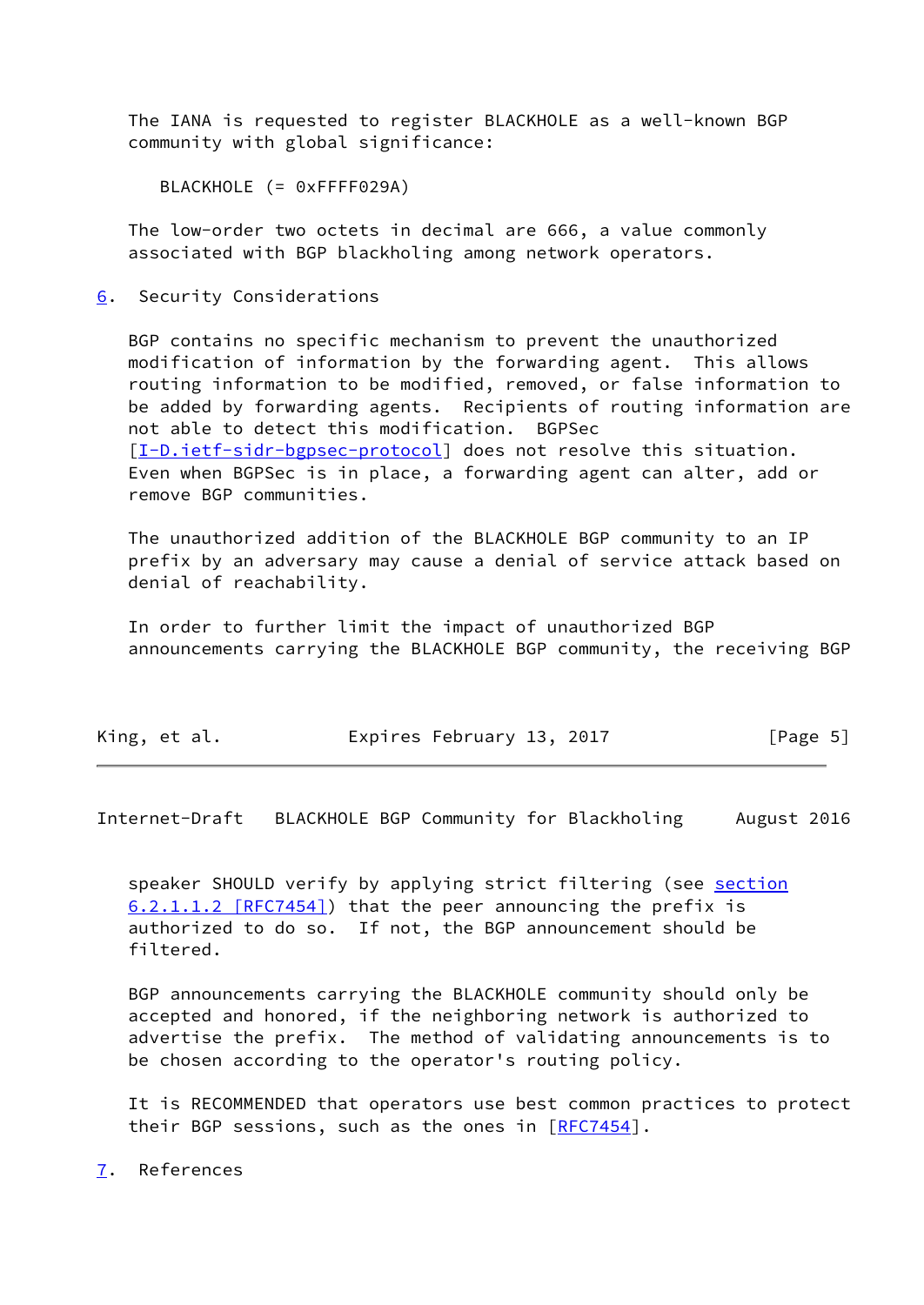The IANA is requested to register BLACKHOLE as a well-known BGP community with global significance:

BLACKHOLE (= 0xFFFF029A)

The low-order two octets in decimal are 666, a value commonly associated with BGP blackholing among network operators.

## 6. Security Considerations

BGP contains no specific mechanism to prevent the unauthorized modification of information by the forwarding agent. This allows routing information to be modified, removed, or false information to be added by forwarding agents. Recipients of routing information are not able to detect this modification. BGPSec [I-D.ietf-sidr-bgpsec-protocol] does not resolve this situation. Even when BGPSec is in place, a forwarding agent can alter, add or remove BGP communities.

The unauthorized addition of the BLACKHOLE BGP community to an IP prefix by an adversary may cause a denial of service attack based on denial of reachability.

In order to further limit the impact of unauthorized BGP announcements carrying the BLACKHOLE BGP community, the receiving BGP speaker SHOULD verify by applying strict filtering (see section 6.2.1.1.2 [RFC7454]) that the peer announcing the prefix is authorized to do so. If not, the BGP announcement should be filtered.

BGP announcements carrying the BLACKHOLE community should only be accepted and honored, if the neighboring network is authorized to advertise the prefix. The method of validating announcements is to be chosen according to the operator's routing policy.

It is RECOMMENDED that operators use best common practices to protect their BGP sessions, such as the ones in [RFC7454].

## 7. References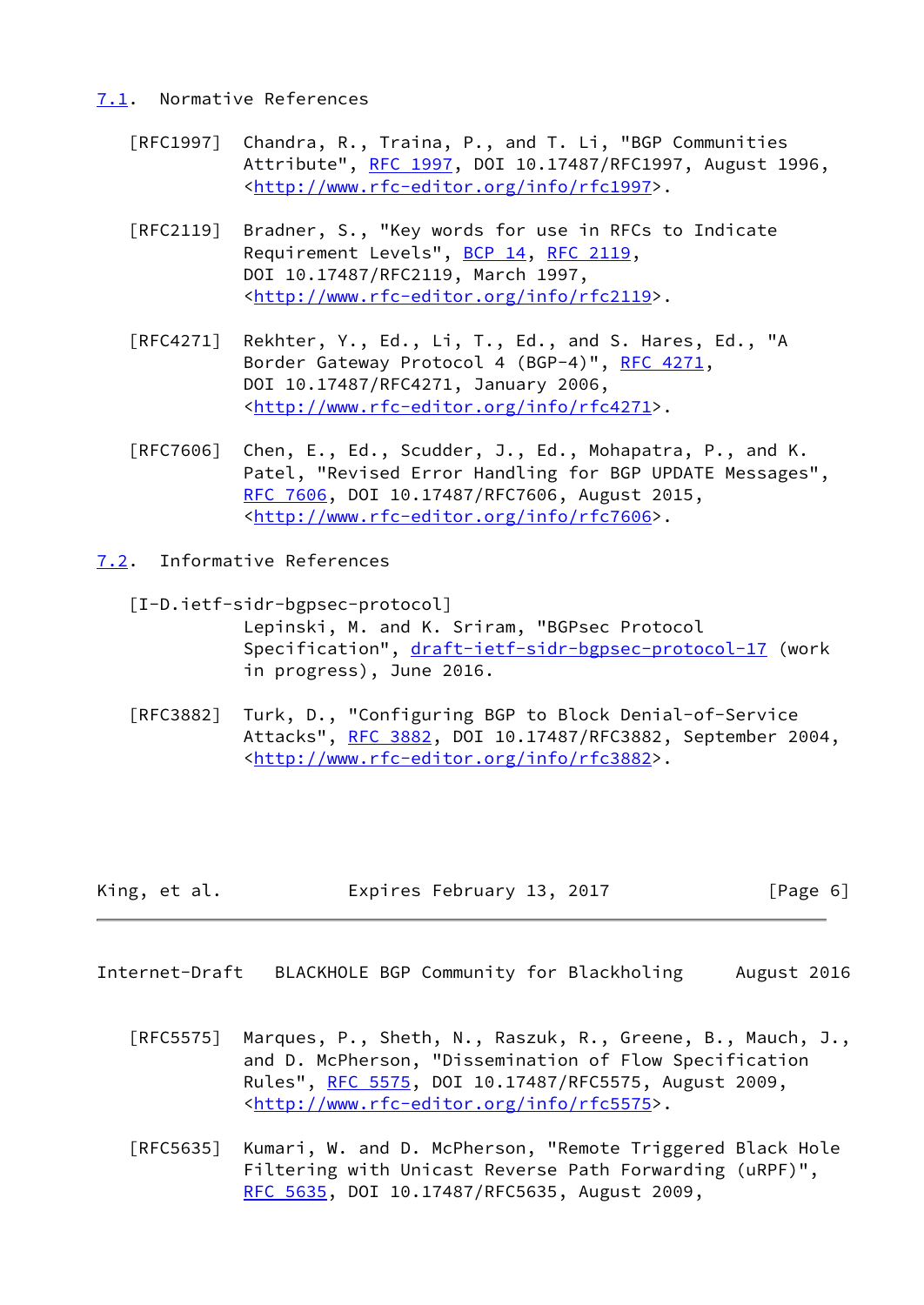### 7.1. Normative References

[RFC1997] Chandra, R., Traina, P., and T. Li, "BGP Communities Attribute", RFC 1997, DOI 10.17487/RFC1997, August 1996, <http://www.rfc-editor.org/info/rfc1997>.

[RFC2119] Bradner, S., "Key words for use in RFCs to Indicate Requirement Levels", BCP 14, RFC 2119, DOI 10.17487/RFC2119, March 1997, <http://www.rfc-editor.org/info/rfc2119>.

[RFC4271] Rekhter, Y., Ed., Li, T., Ed., and S. Hares, Ed., "A Border Gateway Protocol 4 (BGP-4)", RFC 4271, DOI 10.17487/RFC4271, January 2006, <http://www.rfc-editor.org/info/rfc4271>.

[RFC7606] Chen, E., Ed., Scudder, J., Ed., Mohapatra, P., and K. Patel, "Revised Error Handling for BGP UPDATE Messages", RFC 7606, DOI 10.17487/RFC7606, August 2015, <http://www.rfc-editor.org/info/rfc7606>.

### 7.2. Informative References

[I-D.ietf-sidr-bgpsec-protocol] Lepinski, M. and K. Sriram, "BGPsec Protocol Specification", draft-ietf-sidr-bgpsec-protocol-17 (work in progress), June 2016.

[RFC3882] Turk, D., "Configuring BGP to Block Denial-of-Service Attacks", RFC 3882, DOI 10.17487/RFC3882, September 2004, <http://www.rfc-editor.org/info/rfc3882>.

[RFC5575] Marques, P., Sheth, N., Raszuk, R., Greene, B., Mauch, J., and D. McPherson, "Dissemination of Flow Specification Rules", RFC 5575, DOI 10.17487/RFC5575, August 2009, <http://www.rfc-editor.org/info/rfc5575>.

[RFC5635] Kumari, W. and D. McPherson, "Remote Triggered Black Hole Filtering with Unicast Reverse Path Forwarding (uRPF)", RFC 5635, DOI 10.17487/RFC5635, August 2009,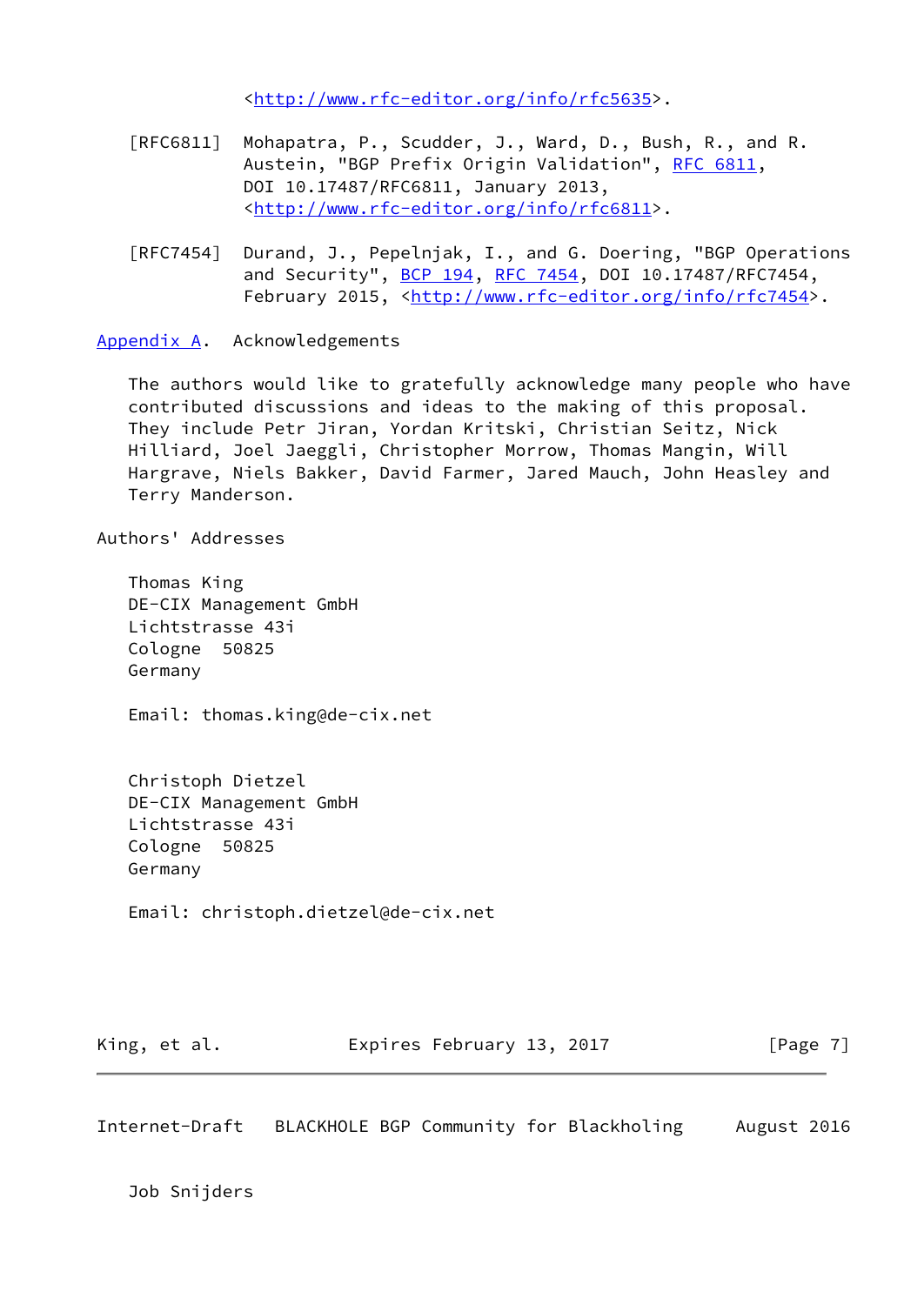<http://www.rfc-editor.org/info/rfc5635>.

[RFC6811] Mohapatra, P., Scudder, J., Ward, D., Bush, R., and R. Austein, "BGP Prefix Origin Validation", RFC 6811, DOI 10.17487/RFC6811, January 2013, <http://www.rfc-editor.org/info/rfc6811>.

[RFC7454] Durand, J., Pepelnjak, I., and G. Doering, "BGP Operations and Security", BCP 194, RFC 7454, DOI 10.17487/RFC7454, February 2015, <http://www.rfc-editor.org/info/rfc7454>.

## Appendix A. Acknowledgements

The authors would like to gratefully acknowledge many people who have contributed discussions and ideas to the making of this proposal. They include Petr Jiran, Yordan Kritski, Christian Seitz, Nick Hilliard, Joel Jaeggli, Christopher Morrow, Thomas Mangin, Will Hargrave, Niels Bakker, David Farmer, Jared Mauch, John Heasley and Terry Manderson.

## Authors' Addresses

Thomas King
DE-CIX Management GmbH
Lichtstrasse 43i
Cologne 50825
Germany

Email: thomas.king@de-cix.net

Christoph Dietzel
DE-CIX Management GmbH
Lichtstrasse 43i
Cologne 50825
Germany

Email: christoph.dietzel@de-cix.net

Job Snijders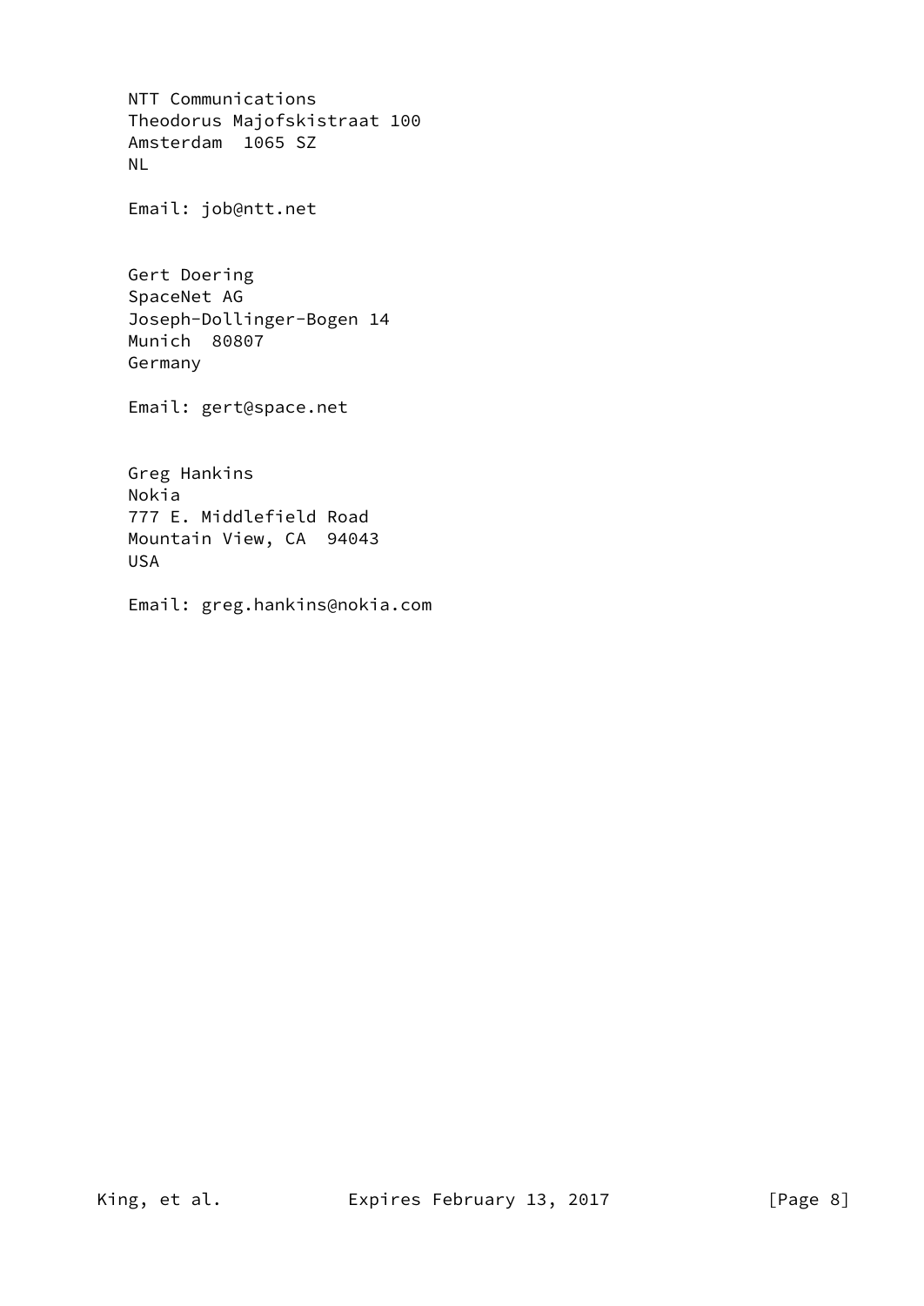NTT Communications
Theodorus Majofskistraat 100
Amsterdam  1065 SZ
NL

Email: job@ntt.net

Gert Doering
SpaceNet AG
Joseph-Dollinger-Bogen 14
Munich  80807
Germany

Email: gert@space.net

Greg Hankins
Nokia
777 E. Middlefield Road
Mountain View, CA  94043
USA

Email: greg.hankins@nokia.com